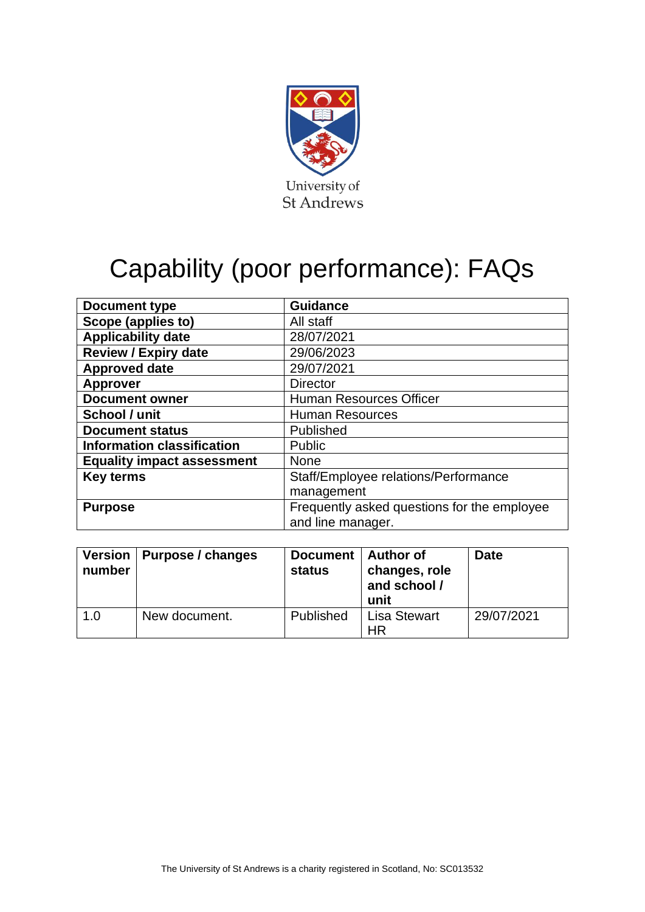University of St Andrews

# Capability (poor performance): FAQs

| | |
|---|---|
| **Document type** | **Guidance** |
| **Scope (applies to)** | All staff |
| **Applicability date** | 28/07/2021 |
| **Review / Expiry date** | 29/06/2023 |
| **Approved date** | 29/07/2021 |
| **Approver** | Director |
| **Document owner** | Human Resources Officer |
| **School / unit** | Human Resources |
| **Document status** | Published |
| **Information classification** | Public |
| **Equality impact assessment** | None |
| **Key terms** | Staff/Employee relations/Performance management |
| **Purpose** | Frequently asked questions for the employee and line manager. |

| Version number | Purpose / changes | Document status | Author of changes, role and school / unit | Date |
|---|---|---|---|---|
| 1.0 | New document. | Published | Lisa Stewart HR | 29/07/2021 |

The University of St Andrews is a charity registered in Scotland, No: SC013532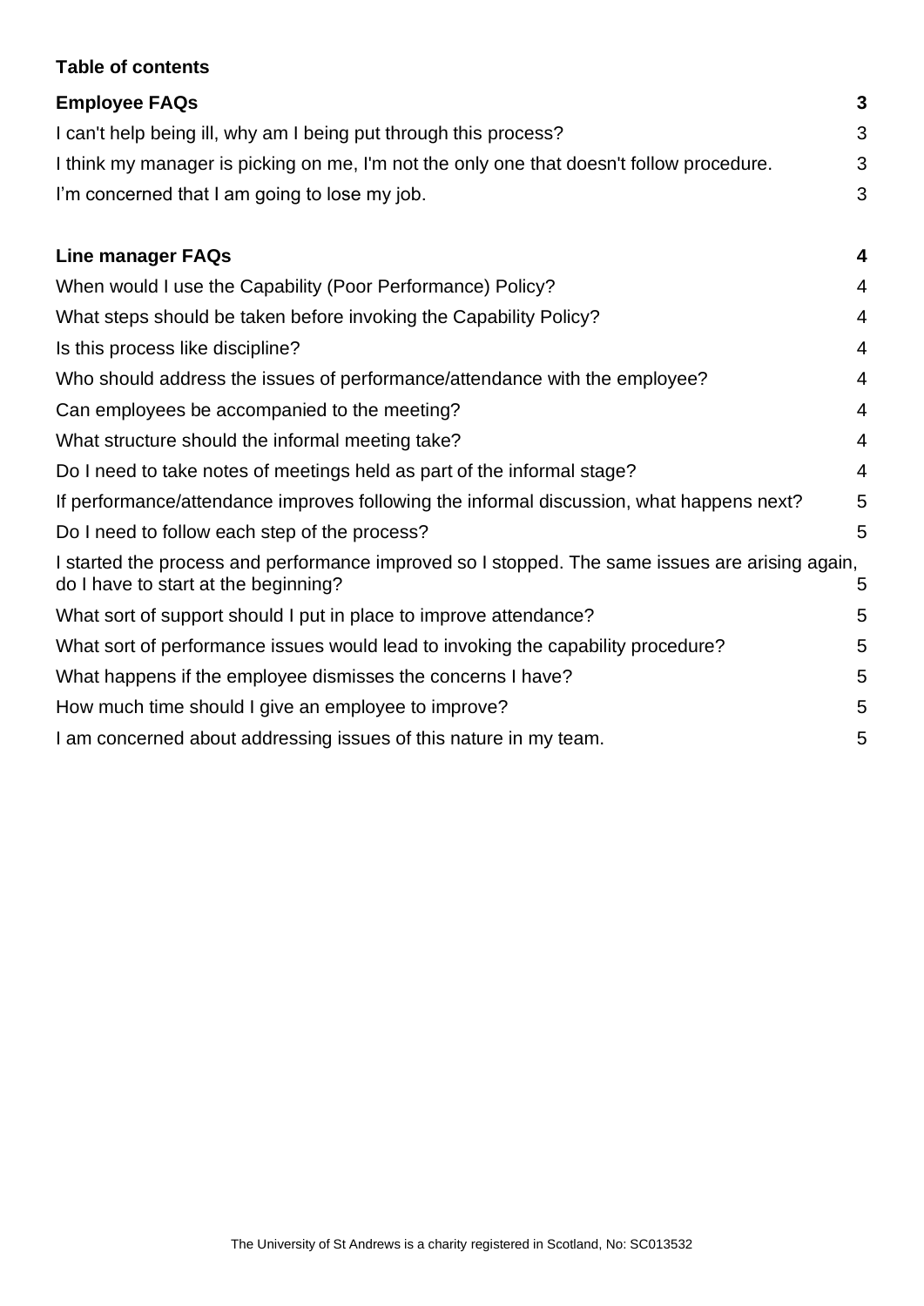**Table of contents**

| | |
|---|---|
| **Employee FAQs** | **3** |
| I can't help being ill, why am I being put through this process? | 3 |
| I think my manager is picking on me, I'm not the only one that doesn't follow procedure. | 3 |
| I'm concerned that I am going to lose my job. | 3 |
| | |
| **Line manager FAQs** | **4** |
| When would I use the Capability (Poor Performance) Policy? | 4 |
| What steps should be taken before invoking the Capability Policy? | 4 |
| Is this process like discipline? | 4 |
| Who should address the issues of performance/attendance with the employee? | 4 |
| Can employees be accompanied to the meeting? | 4 |
| What structure should the informal meeting take? | 4 |
| Do I need to take notes of meetings held as part of the informal stage? | 4 |
| If performance/attendance improves following the informal discussion, what happens next? | 5 |
| Do I need to follow each step of the process? | 5 |
| I started the process and performance improved so I stopped. The same issues are arising again, do I have to start at the beginning? | 5 |
| What sort of support should I put in place to improve attendance? | 5 |
| What sort of performance issues would lead to invoking the capability procedure? | 5 |
| What happens if the employee dismisses the concerns I have? | 5 |
| How much time should I give an employee to improve? | 5 |
| I am concerned about addressing issues of this nature in my team. | 5 |

The University of St Andrews is a charity registered in Scotland, No: SC013532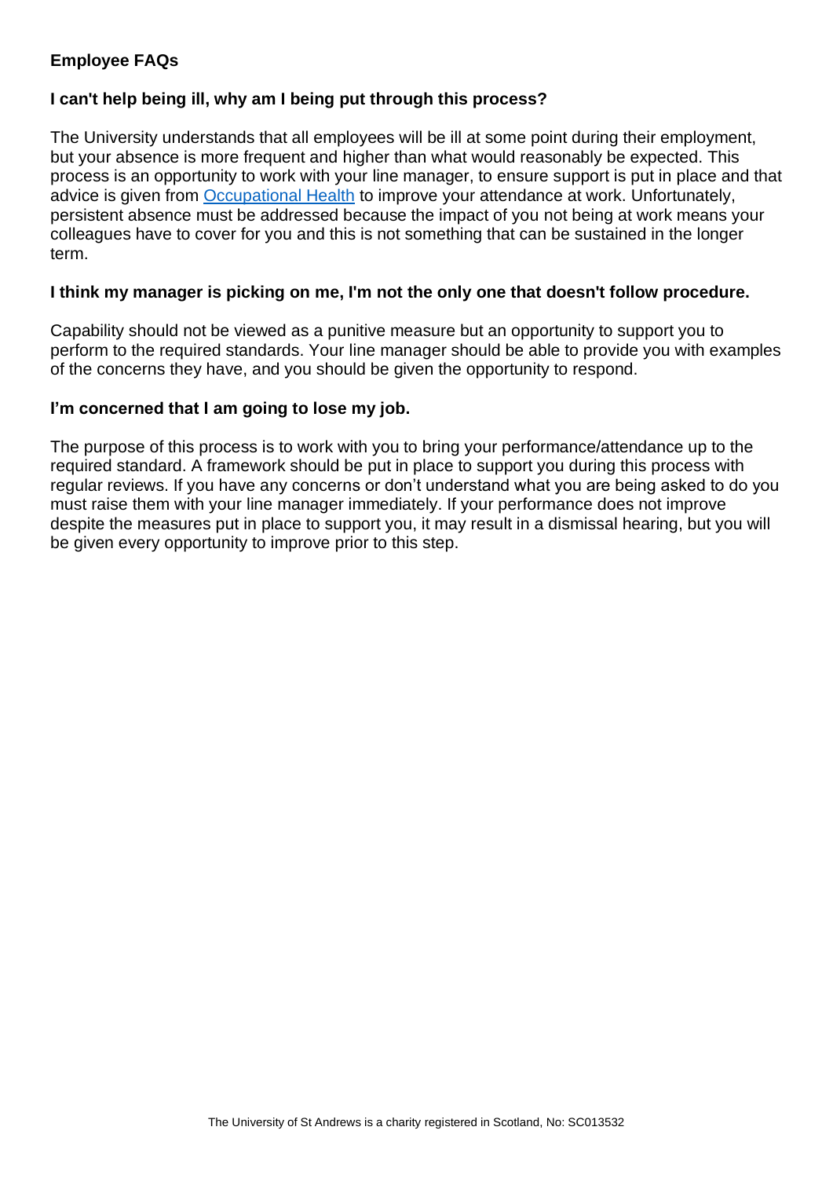## Employee FAQs

### I can't help being ill, why am I being put through this process?

The University understands that all employees will be ill at some point during their employment, but your absence is more frequent and higher than what would reasonably be expected. This process is an opportunity to work with your line manager, to ensure support is put in place and that advice is given from Occupational Health to improve your attendance at work. Unfortunately, persistent absence must be addressed because the impact of you not being at work means your colleagues have to cover for you and this is not something that can be sustained in the longer term.

### I think my manager is picking on me, I'm not the only one that doesn't follow procedure.

Capability should not be viewed as a punitive measure but an opportunity to support you to perform to the required standards. Your line manager should be able to provide you with examples of the concerns they have, and you should be given the opportunity to respond.

### I'm concerned that I am going to lose my job.

The purpose of this process is to work with you to bring your performance/attendance up to the required standard. A framework should be put in place to support you during this process with regular reviews. If you have any concerns or don't understand what you are being asked to do you must raise them with your line manager immediately. If your performance does not improve despite the measures put in place to support you, it may result in a dismissal hearing, but you will be given every opportunity to improve prior to this step.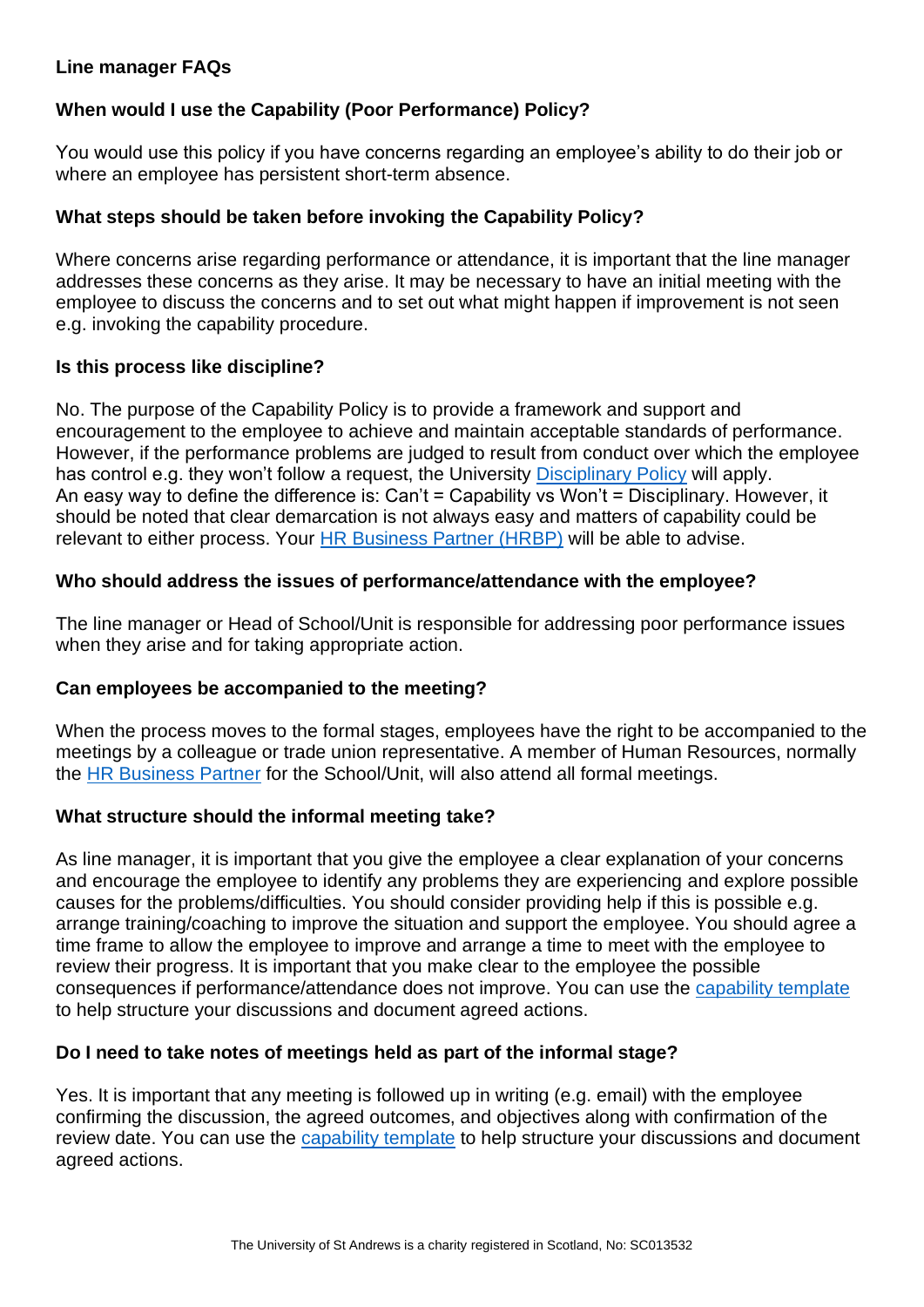**Line manager FAQs**

**When would I use the Capability (Poor Performance) Policy?**

You would use this policy if you have concerns regarding an employee's ability to do their job or where an employee has persistent short-term absence.

**What steps should be taken before invoking the Capability Policy?**

Where concerns arise regarding performance or attendance, it is important that the line manager addresses these concerns as they arise. It may be necessary to have an initial meeting with the employee to discuss the concerns and to set out what might happen if improvement is not seen e.g. invoking the capability procedure.

**Is this process like discipline?**

No. The purpose of the Capability Policy is to provide a framework and support and encouragement to the employee to achieve and maintain acceptable standards of performance. However, if the performance problems are judged to result from conduct over which the employee has control e.g. they won't follow a request, the University Disciplinary Policy will apply. An easy way to define the difference is: Can't = Capability vs Won't = Disciplinary. However, it should be noted that clear demarcation is not always easy and matters of capability could be relevant to either process. Your HR Business Partner (HRBP) will be able to advise.

**Who should address the issues of performance/attendance with the employee?**

The line manager or Head of School/Unit is responsible for addressing poor performance issues when they arise and for taking appropriate action.

**Can employees be accompanied to the meeting?**

When the process moves to the formal stages, employees have the right to be accompanied to the meetings by a colleague or trade union representative. A member of Human Resources, normally the HR Business Partner for the School/Unit, will also attend all formal meetings.

**What structure should the informal meeting take?**

As line manager, it is important that you give the employee a clear explanation of your concerns and encourage the employee to identify any problems they are experiencing and explore possible causes for the problems/difficulties. You should consider providing help if this is possible e.g. arrange training/coaching to improve the situation and support the employee. You should agree a time frame to allow the employee to improve and arrange a time to meet with the employee to review their progress. It is important that you make clear to the employee the possible consequences if performance/attendance does not improve. You can use the capability template to help structure your discussions and document agreed actions.

**Do I need to take notes of meetings held as part of the informal stage?**

Yes. It is important that any meeting is followed up in writing (e.g. email) with the employee confirming the discussion, the agreed outcomes, and objectives along with confirmation of the review date. You can use the capability template to help structure your discussions and document agreed actions.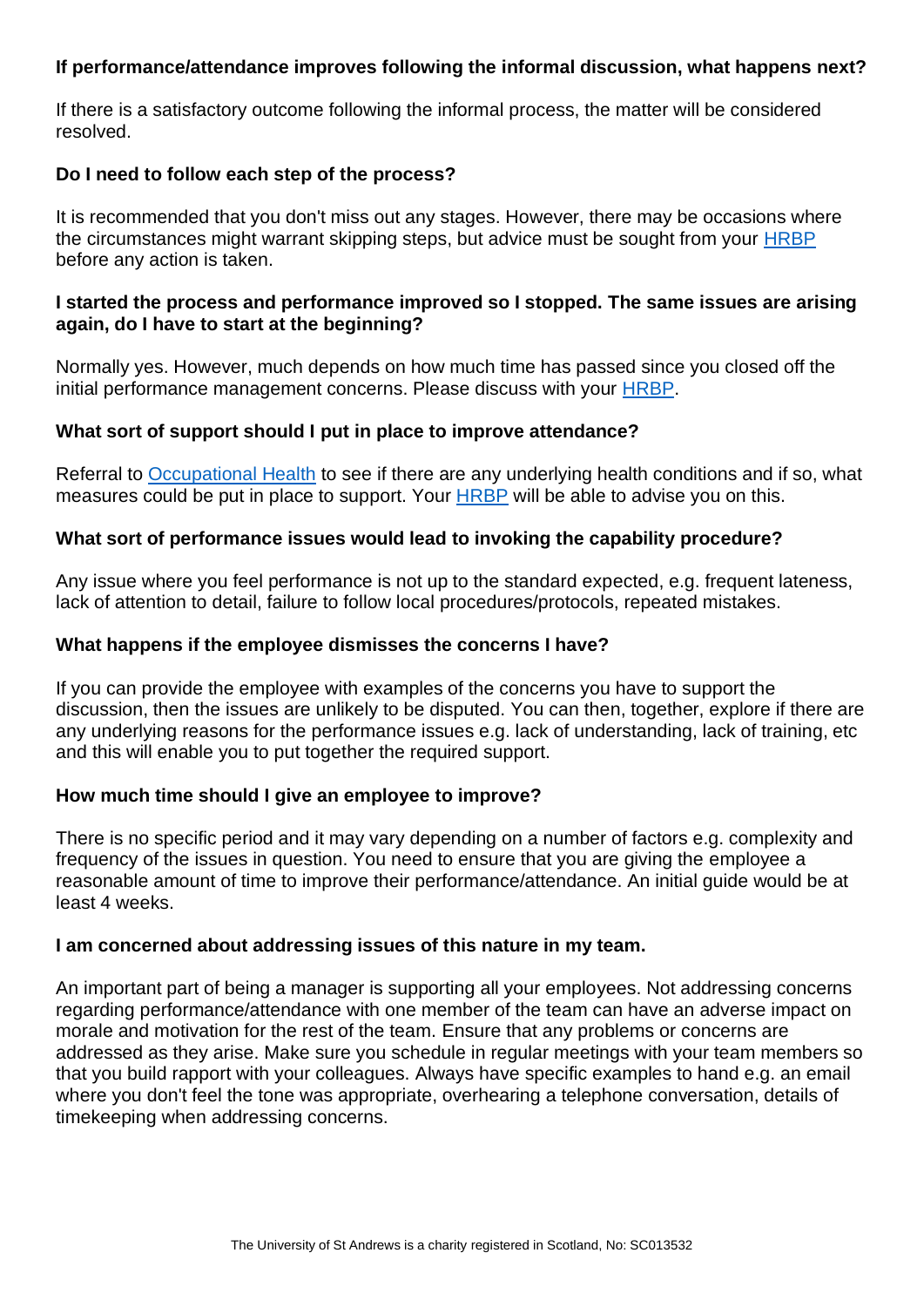**If performance/attendance improves following the informal discussion, what happens next?**

If there is a satisfactory outcome following the informal process, the matter will be considered resolved.

**Do I need to follow each step of the process?**

It is recommended that you don't miss out any stages. However, there may be occasions where the circumstances might warrant skipping steps, but advice must be sought from your HRBP before any action is taken.

**I started the process and performance improved so I stopped. The same issues are arising again, do I have to start at the beginning?**

Normally yes. However, much depends on how much time has passed since you closed off the initial performance management concerns. Please discuss with your HRBP.

**What sort of support should I put in place to improve attendance?**

Referral to Occupational Health to see if there are any underlying health conditions and if so, what measures could be put in place to support. Your HRBP will be able to advise you on this.

**What sort of performance issues would lead to invoking the capability procedure?**

Any issue where you feel performance is not up to the standard expected, e.g. frequent lateness, lack of attention to detail, failure to follow local procedures/protocols, repeated mistakes.

**What happens if the employee dismisses the concerns I have?**

If you can provide the employee with examples of the concerns you have to support the discussion, then the issues are unlikely to be disputed. You can then, together, explore if there are any underlying reasons for the performance issues e.g. lack of understanding, lack of training, etc and this will enable you to put together the required support.

**How much time should I give an employee to improve?**

There is no specific period and it may vary depending on a number of factors e.g. complexity and frequency of the issues in question. You need to ensure that you are giving the employee a reasonable amount of time to improve their performance/attendance. An initial guide would be at least 4 weeks.

**I am concerned about addressing issues of this nature in my team.**

An important part of being a manager is supporting all your employees. Not addressing concerns regarding performance/attendance with one member of the team can have an adverse impact on morale and motivation for the rest of the team. Ensure that any problems or concerns are addressed as they arise. Make sure you schedule in regular meetings with your team members so that you build rapport with your colleagues. Always have specific examples to hand e.g. an email where you don't feel the tone was appropriate, overhearing a telephone conversation, details of timekeeping when addressing concerns.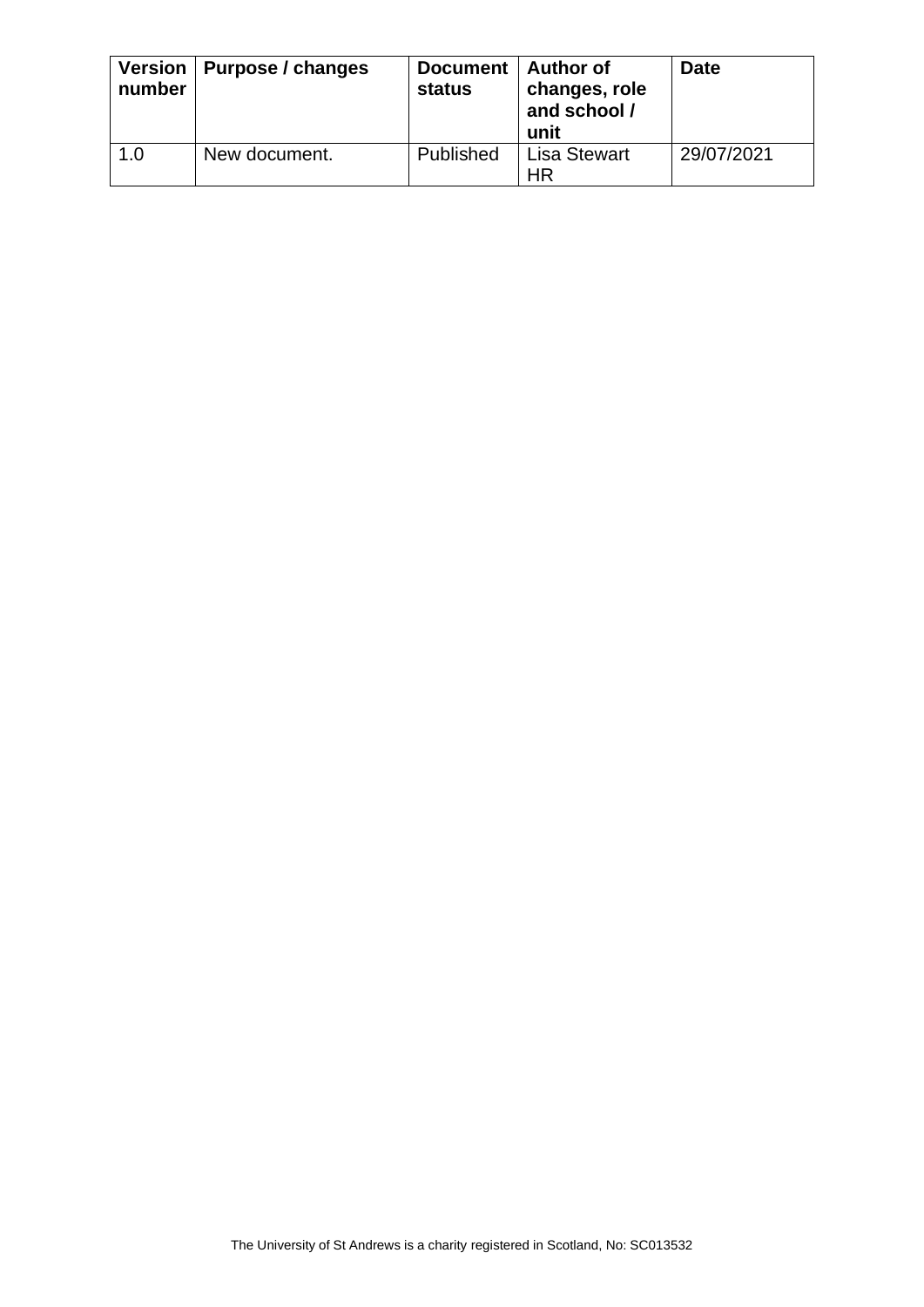| Version number | Purpose / changes | Document status | Author of changes, role and school / unit | Date |
| --- | --- | --- | --- | --- |
| 1.0 | New document. | Published | Lisa Stewart HR | 29/07/2021 |

The University of St Andrews is a charity registered in Scotland, No: SC013532